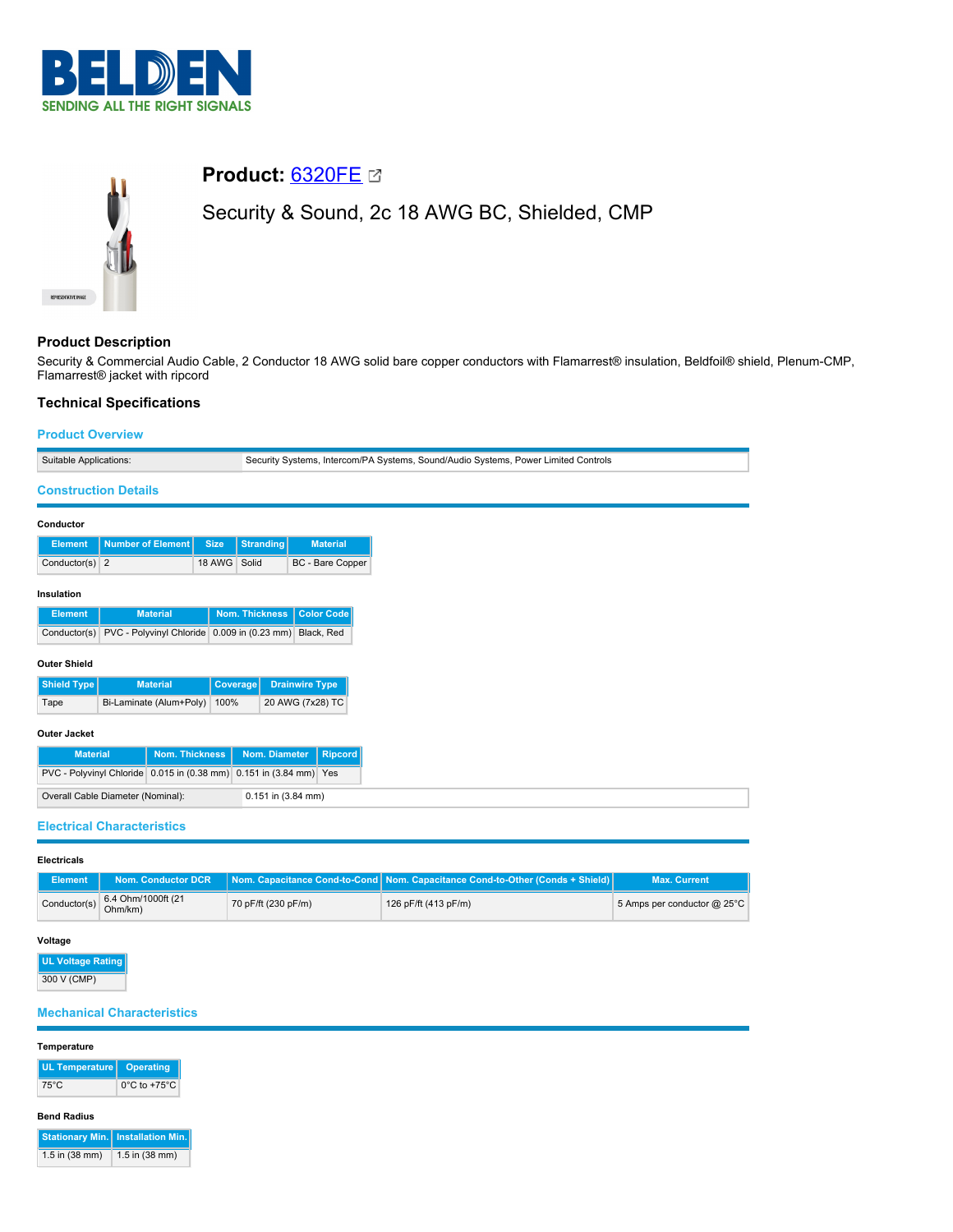# Product: 6320FE

## Security & Sound, 2c 18 AWG BC, Shielded, CMP

### Product Description

Security & Commercial Audio Cable, 2 Conductor 18 AWG solid bare copper conductors with Flamarrest® insulation, Beldfoil® shield, Plenum-CMP, Flamarrest® jacket with ripcord

### Technical Specifications

#### Product Overview

| | |
|---|---|
| Suitable Applications: | Security Systems, Intercom/PA Systems, Sound/Audio Systems, Power Limited Controls |

#### Construction Details

**Conductor**

| Element | Number of Element | Size | Stranding | Material |
|---|---|---|---|---|
| Conductor(s) | 2 | 18 AWG | Solid | BC - Bare Copper |

**Insulation**

| Element | Material | Nom. Thickness | Color Code |
|---|---|---|---|
| Conductor(s) | PVC - Polyvinyl Chloride | 0.009 in (0.23 mm) | Black, Red |

**Outer Shield**

| Shield Type | Material | Coverage | Drainwire Type |
|---|---|---|---|
| Tape | Bi-Laminate (Alum+Poly) | 100% | 20 AWG (7x28) TC |

**Outer Jacket**

| Material | Nom. Thickness | Nom. Diameter | Ripcord |
|---|---|---|---|
| PVC - Polyvinyl Chloride | 0.015 in (0.38 mm) | 0.151 in (3.84 mm) | Yes |

| | |
|---|---|
| Overall Cable Diameter (Nominal): | 0.151 in (3.84 mm) |

#### Electrical Characteristics

**Electricals**

| Element | Nom. Conductor DCR | Nom. Capacitance Cond-to-Cond | Nom. Capacitance Cond-to-Other (Conds + Shield) | Max. Current |
|---|---|---|---|---|
| Conductor(s) | 6.4 Ohm/1000ft (21 Ohm/km) | 70 pF/ft (230 pF/m) | 126 pF/ft (413 pF/m) | 5 Amps per conductor @ 25°C |

**Voltage**

| UL Voltage Rating |
|---|
| 300 V (CMP) |

#### Mechanical Characteristics

**Temperature**

| UL Temperature | Operating |
|---|---|
| 75°C | 0°C to +75°C |

**Bend Radius**

| Stationary Min. | Installation Min. |
|---|---|
| 1.5 in (38 mm) | 1.5 in (38 mm) |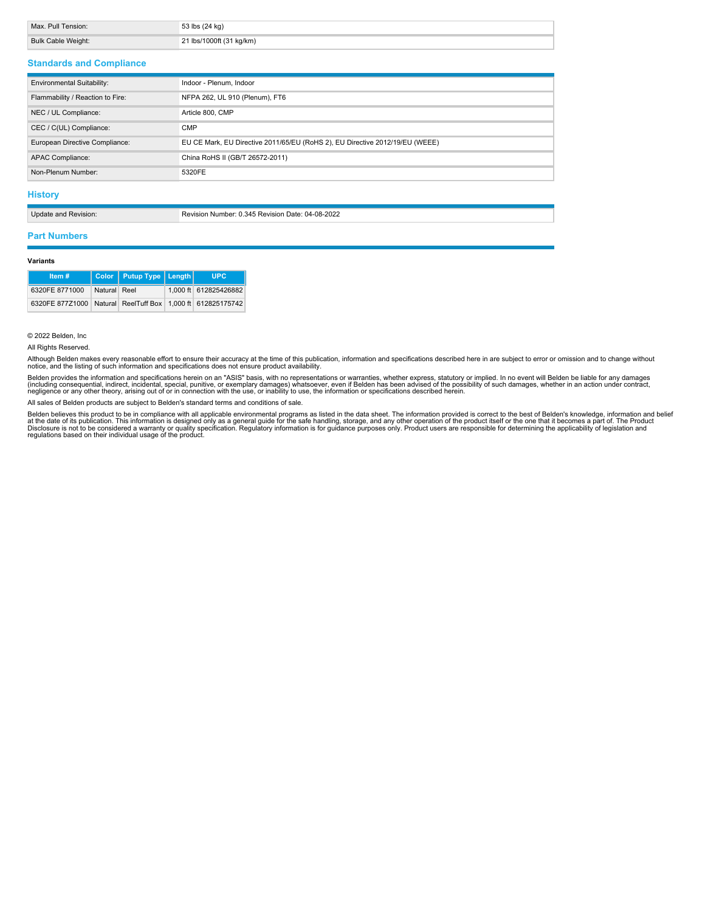| | |
|---|---|
| Max. Pull Tension: | 53 lbs (24 kg) |
| Bulk Cable Weight: | 21 lbs/1000ft (31 kg/km) |

## Standards and Compliance

| | |
|---|---|
| Environmental Suitability: | Indoor - Plenum, Indoor |
| Flammability / Reaction to Fire: | NFPA 262, UL 910 (Plenum), FT6 |
| NEC / UL Compliance: | Article 800, CMP |
| CEC / C(UL) Compliance: | CMP |
| European Directive Compliance: | EU CE Mark, EU Directive 2011/65/EU (RoHS 2), EU Directive 2012/19/EU (WEEE) |
| APAC Compliance: | China RoHS II (GB/T 26572-2011) |
| Non-Plenum Number: | 5320FE |

## History

| | |
|---|---|
| Update and Revision: | Revision Number: 0.345 Revision Date: 04-08-2022 |

## Part Numbers

**Variants**

| Item # | Color | Putup Type | Length | UPC |
|---|---|---|---|---|
| 6320FE 8771000 | Natural | Reel | 1,000 ft | 612825426882 |
| 6320FE 877Z1000 | Natural | ReelTuff Box | 1,000 ft | 612825175742 |

© 2022 Belden, Inc

All Rights Reserved.

Although Belden makes every reasonable effort to ensure their accuracy at the time of this publication, information and specifications described here in are subject to error or omission and to change without notice, and the listing of such information and specifications does not ensure product availability.

Belden provides the information and specifications herein on an "ASIS" basis, with no representations or warranties, whether express, statutory or implied. In no event will Belden be liable for any damages (including consequential, indirect, incidental, special, punitive, or exemplary damages) whatsoever, even if Belden has been advised of the possibility of such damages, whether in an action under contract, negligence or any other theory, arising out of or in connection with the use, or inability to use, the information or specifications described herein.

All sales of Belden products are subject to Belden's standard terms and conditions of sale.

Belden believes this product to be in compliance with all applicable environmental programs as listed in the data sheet. The information provided is correct to the best of Belden's knowledge, information and belief at the date of its publication. This information is designed only as a general guide for the safe handling, storage, and any other operation of the product itself or the one that it becomes a part of. The Product Disclosure is not to be considered a warranty or quality specification. Regulatory information is for guidance purposes only. Product users are responsible for determining the applicability of legislation and regulations based on their individual usage of the product.